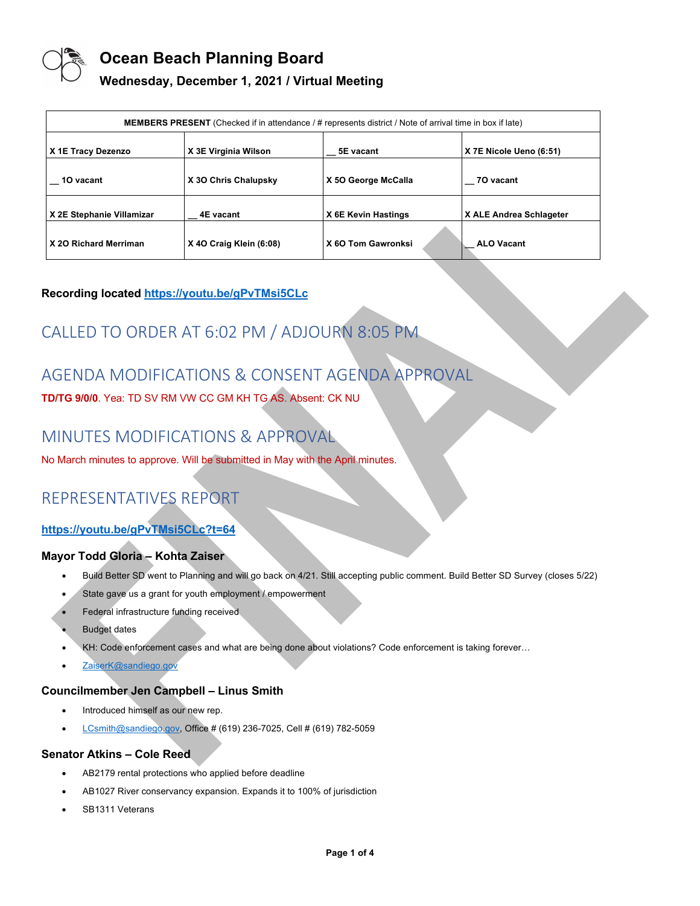# Ocean Beach Planning Board

## Wednesday, December 1, 2021 / Virtual Meeting

| MEMBERS PRESENT (Checked if in attendance / # represents district / Note of arrival time in box if late) | | | |
|---|---|---|---|
| X 1E Tracy Dezenzo | X 3E Virginia Wilson | __ 5E vacant | X 7E Nicole Ueno (6:51) |
| __ 1O vacant | X 3O Chris Chalupsky | X 5O George McCalla | __ 7O vacant |
| X 2E Stephanie Villamizar | __ 4E vacant | X 6E Kevin Hastings | X ALE Andrea Schlageter |
| X 2O Richard Merriman | X 4O Craig Klein (6:08) | X 6O Tom Gawronksi | __ ALO Vacant |

**Recording located https://youtu.be/gPvTMsi5CLc**

## CALLED TO ORDER AT 6:02 PM / ADJOURN 8:05 PM

## AGENDA MODIFICATIONS & CONSENT AGENDA APPROVAL

**TD/TG 9/0/0**. Yea: TD SV RM VW CC GM KH TG AS. Absent: CK NU

## MINUTES MODIFICATIONS & APPROVAL

No March minutes to approve. Will be submitted in May with the April minutes.

## REPRESENTATIVES REPORT

**https://youtu.be/gPvTMsi5CLc?t=64**

### Mayor Todd Gloria – Kohta Zaiser

- Build Better SD went to Planning and will go back on 4/21. Still accepting public comment. Build Better SD Survey (closes 5/22)
- State gave us a grant for youth employment / empowerment
- Federal infrastructure funding received
- Budget dates
- KH: Code enforcement cases and what are being done about violations? Code enforcement is taking forever…
- ZaiserK@sandiego.gov

### Councilmember Jen Campbell – Linus Smith

- Introduced himself as our new rep.
- LCsmith@sandiego.gov, Office # (619) 236-7025, Cell # (619) 782-5059

### Senator Atkins – Cole Reed

- AB2179 rental protections who applied before deadline
- AB1027 River conservancy expansion. Expands it to 100% of jurisdiction
- SB1311 Veterans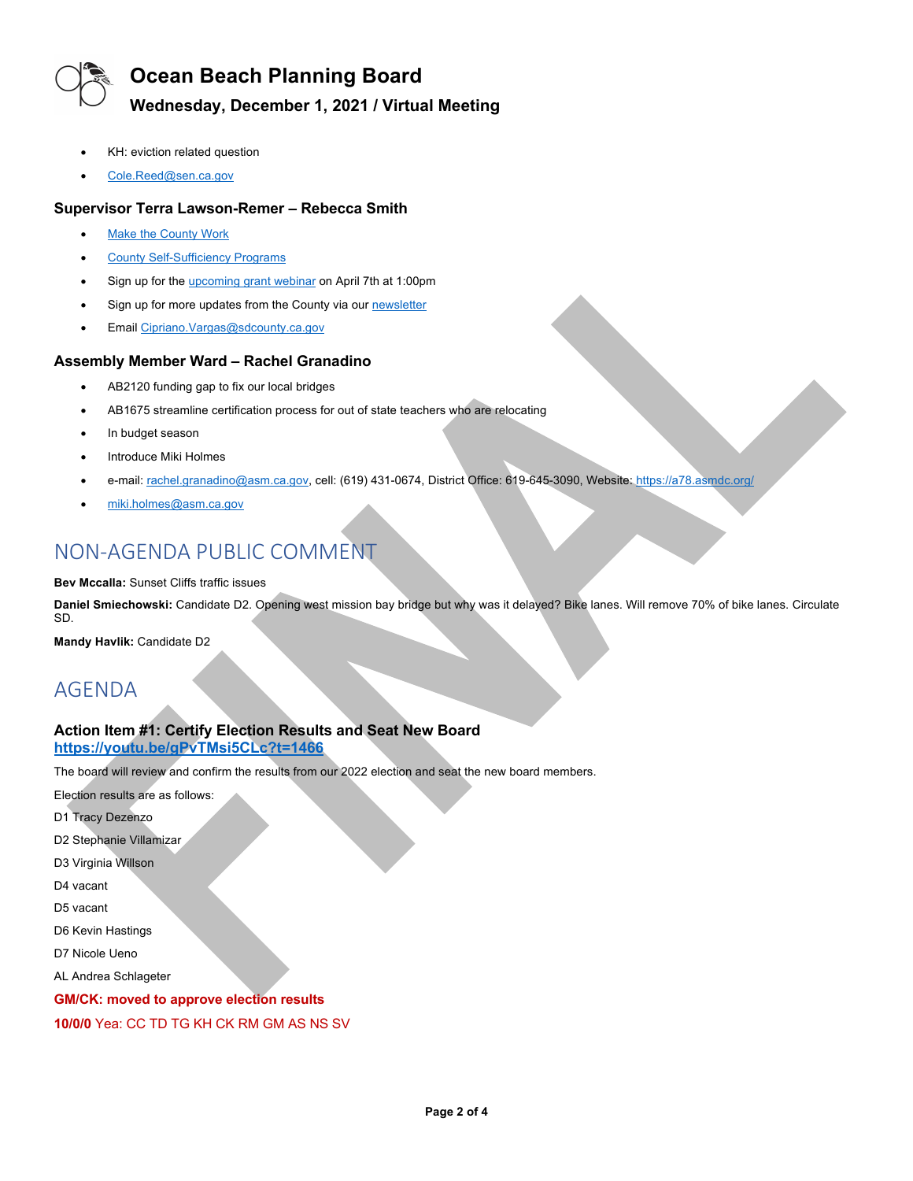- KH: eviction related question
- Cole.Reed@sen.ca.gov

### Supervisor Terra Lawson-Remer – Rebecca Smith

- Make the County Work
- County Self-Sufficiency Programs
- Sign up for the upcoming grant webinar on April 7th at 1:00pm
- Sign up for more updates from the County via our newsletter
- Email Cipriano.Vargas@sdcounty.ca.gov

### Assembly Member Ward – Rachel Granadino

- AB2120 funding gap to fix our local bridges
- AB1675 streamline certification process for out of state teachers who are relocating
- In budget season
- Introduce Miki Holmes
- e-mail: rachel.granadino@asm.ca.gov, cell: (619) 431-0674, District Office: 619-645-3090, Website: https://a78.asmdc.org/
- miki.holmes@asm.ca.gov

## NON-AGENDA PUBLIC COMMENT

**Bev Mccalla:** Sunset Cliffs traffic issues

**Daniel Smiechowski:** Candidate D2. Opening west mission bay bridge but why was it delayed? Bike lanes. Will remove 70% of bike lanes. Circulate SD.

**Mandy Havlik:** Candidate D2

## AGENDA

### Action Item #1: Certify Election Results and Seat New Board
**https://youtu.be/gPvTMsi5CLc?t=1466**

The board will review and confirm the results from our 2022 election and seat the new board members.

Election results are as follows:

D1 Tracy Dezenzo

D2 Stephanie Villamizar

D3 Virginia Willson

D4 vacant

D5 vacant

D6 Kevin Hastings

D7 Nicole Ueno

AL Andrea Schlageter

**GM/CK: moved to approve election results**

**10/0/0** Yea: CC TD TG KH CK RM GM AS NS SV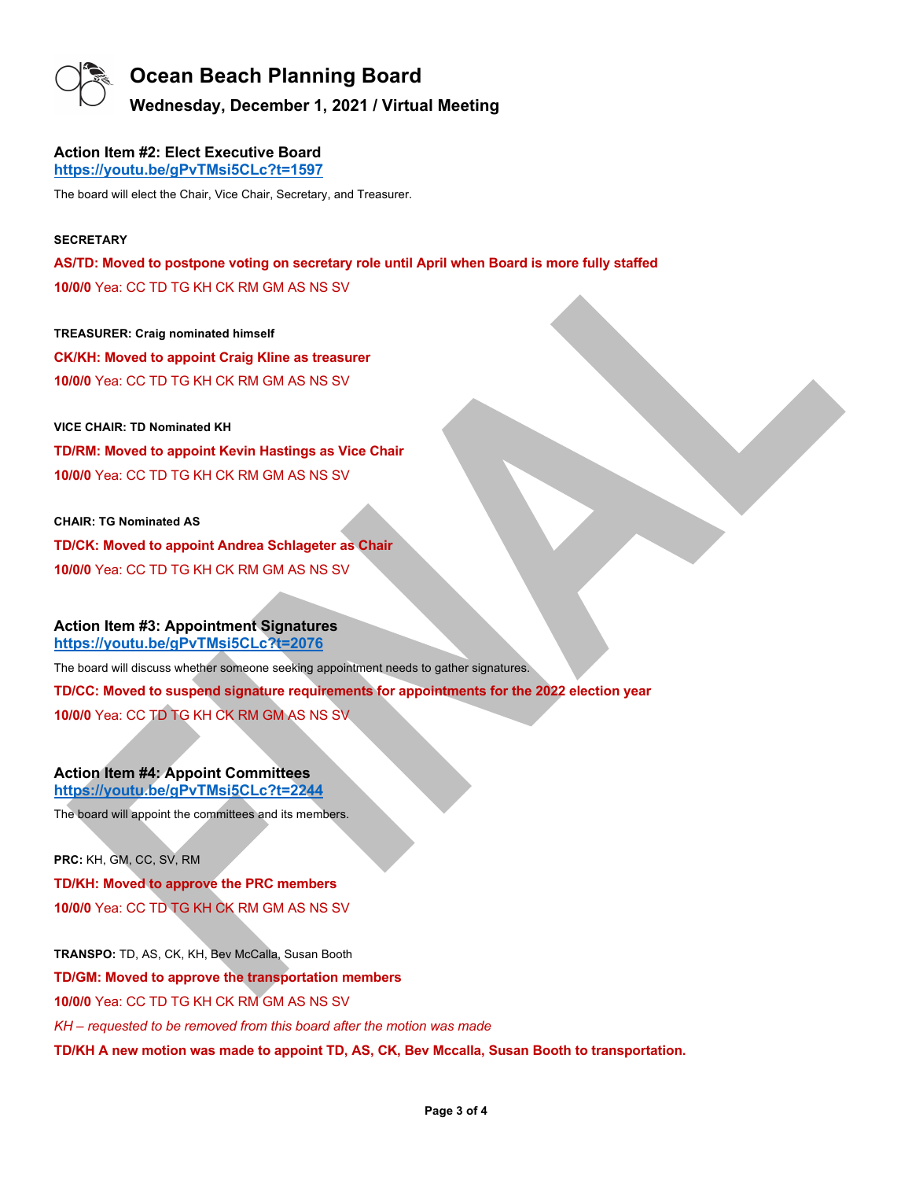# Ocean Beach Planning Board

## Wednesday, December 1, 2021 / Virtual Meeting

### Action Item #2: Elect Executive Board

https://youtu.be/gPvTMsi5CLc?t=1597

The board will elect the Chair, Vice Chair, Secretary, and Treasurer.

**SECRETARY**

**AS/TD: Moved to postpone voting on secretary role until April when Board is more fully staffed**

**10/0/0** Yea: CC TD TG KH CK RM GM AS NS SV

**TREASURER: Craig nominated himself**

**CK/KH: Moved to appoint Craig Kline as treasurer**

**10/0/0** Yea: CC TD TG KH CK RM GM AS NS SV

**VICE CHAIR: TD Nominated KH**

**TD/RM: Moved to appoint Kevin Hastings as Vice Chair**

**10/0/0** Yea: CC TD TG KH CK RM GM AS NS SV

**CHAIR: TG Nominated AS**

**TD/CK: Moved to appoint Andrea Schlageter as Chair**

**10/0/0** Yea: CC TD TG KH CK RM GM AS NS SV

### Action Item #3: Appointment Signatures

https://youtu.be/gPvTMsi5CLc?t=2076

The board will discuss whether someone seeking appointment needs to gather signatures.

**TD/CC: Moved to suspend signature requirements for appointments for the 2022 election year**

**10/0/0** Yea: CC TD TG KH CK RM GM AS NS SV

### Action Item #4: Appoint Committees

https://youtu.be/gPvTMsi5CLc?t=2244

The board will appoint the committees and its members.

**PRC:** KH, GM, CC, SV, RM

**TD/KH: Moved to approve the PRC members**

**10/0/0** Yea: CC TD TG KH CK RM GM AS NS SV

**TRANSPO:** TD, AS, CK, KH, Bev McCalla, Susan Booth

**TD/GM: Moved to approve the transportation members**

**10/0/0** Yea: CC TD TG KH CK RM GM AS NS SV

*KH – requested to be removed from this board after the motion was made*

**TD/KH A new motion was made to appoint TD, AS, CK, Bev Mccalla, Susan Booth to transportation.**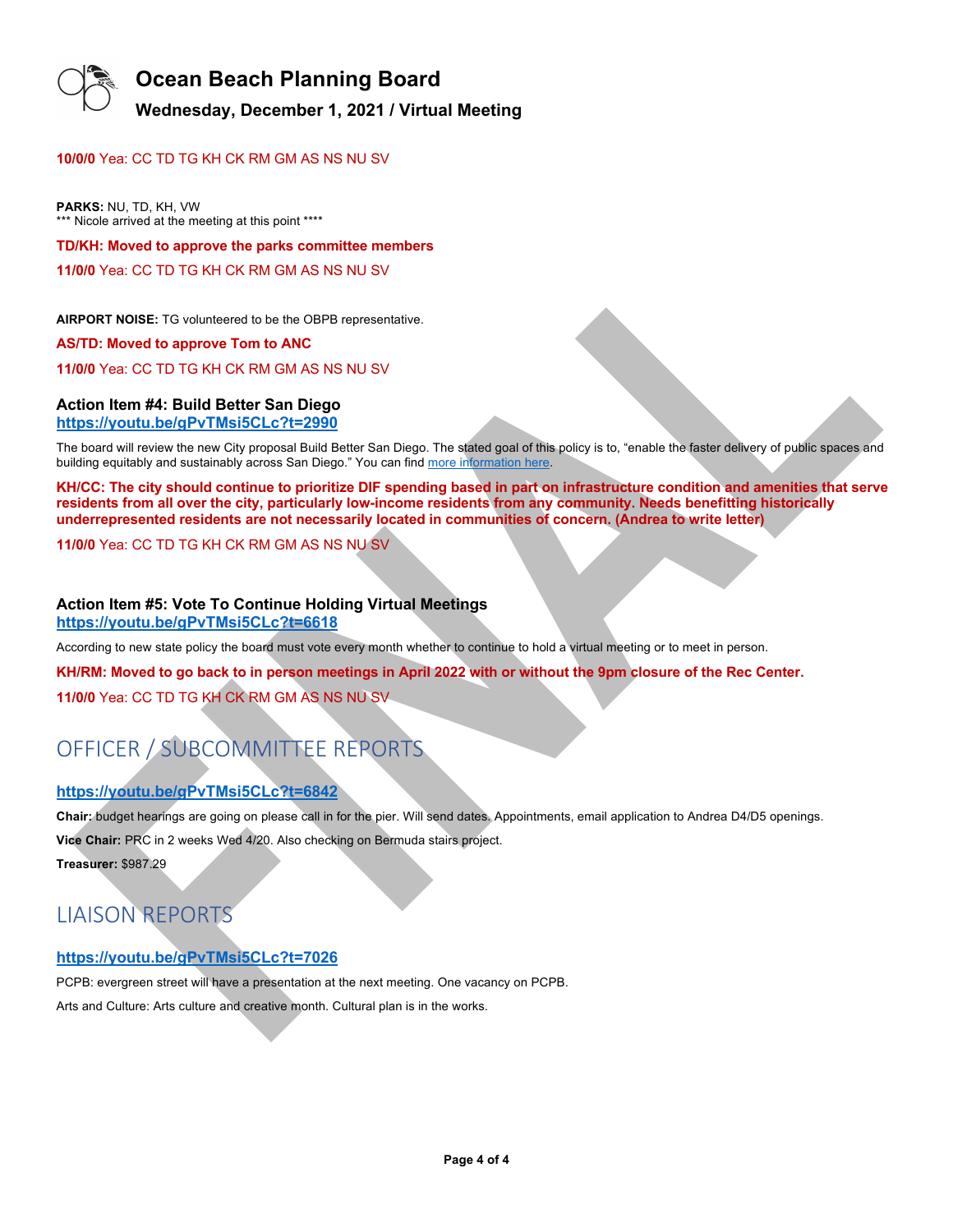# Ocean Beach Planning Board

### Wednesday, December 1, 2021 / Virtual Meeting

**10/0/0** Yea: CC TD TG KH CK RM GM AS NS NU SV

**PARKS:** NU, TD, KH, VW
*** Nicole arrived at the meeting at this point ****

**TD/KH: Moved to approve the parks committee members**

**11/0/0** Yea: CC TD TG KH CK RM GM AS NS NU SV

**AIRPORT NOISE:** TG volunteered to be the OBPB representative.

**AS/TD: Moved to approve Tom to ANC**

**11/0/0** Yea: CC TD TG KH CK RM GM AS NS NU SV

### Action Item #4: Build Better San Diego

**https://youtu.be/gPvTMsi5CLc?t=2990**

The board will review the new City proposal Build Better San Diego. The stated goal of this policy is to, "enable the faster delivery of public spaces and building equitably and sustainably across San Diego." You can find more information here.

**KH/CC: The city should continue to prioritize DIF spending based in part on infrastructure condition and amenities that serve residents from all over the city, particularly low-income residents from any community. Needs benefitting historically underrepresented residents are not necessarily located in communities of concern. (Andrea to write letter)**

**11/0/0** Yea: CC TD TG KH CK RM GM AS NS NU SV

### Action Item #5: Vote To Continue Holding Virtual Meetings

**https://youtu.be/gPvTMsi5CLc?t=6618**

According to new state policy the board must vote every month whether to continue to hold a virtual meeting or to meet in person.

**KH/RM: Moved to go back to in person meetings in April 2022 with or without the 9pm closure of the Rec Center.**

**11/0/0** Yea: CC TD TG KH CK RM GM AS NS NU SV

## OFFICER / SUBCOMMITTEE REPORTS

**https://youtu.be/gPvTMsi5CLc?t=6842**

**Chair:** budget hearings are going on please call in for the pier. Will send dates. Appointments, email application to Andrea D4/D5 openings.

**Vice Chair:** PRC in 2 weeks Wed 4/20. Also checking on Bermuda stairs project.

**Treasurer:** $987.29

## LIAISON REPORTS

**https://youtu.be/gPvTMsi5CLc?t=7026**

PCPB: evergreen street will have a presentation at the next meeting. One vacancy on PCPB.

Arts and Culture: Arts culture and creative month. Cultural plan is in the works.